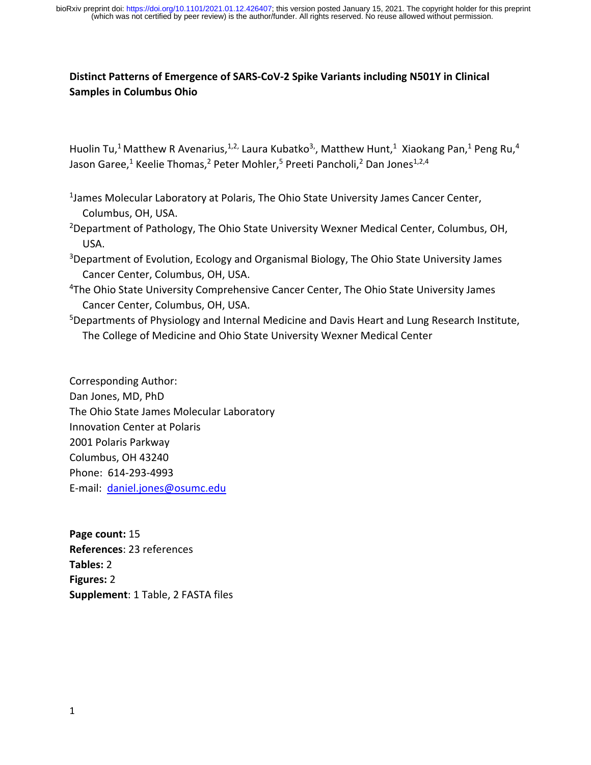**Distinct Patterns of Emergence of SARS-CoV-2 Spike Variants including N501Y in Clinical Samples in Columbus Ohio**

Huolin Tu,[1] Matthew R Avenarius,[1,2] Laura Kubatko[3], Matthew Hunt,[1] Xiaokang Pan,[1] Peng Ru,[4] Jason Garee,[1] Keelie Thomas,[2] Peter Mohler,[5] Preeti Pancholi,[2] Dan Jones[1,2,4]

[1]James Molecular Laboratory at Polaris, The Ohio State University James Cancer Center, Columbus, OH, USA.

[2]Department of Pathology, The Ohio State University Wexner Medical Center, Columbus, OH, USA.

[3]Department of Evolution, Ecology and Organismal Biology, The Ohio State University James Cancer Center, Columbus, OH, USA.

[4]The Ohio State University Comprehensive Cancer Center, The Ohio State University James Cancer Center, Columbus, OH, USA.

[5]Departments of Physiology and Internal Medicine and Davis Heart and Lung Research Institute, The College of Medicine and Ohio State University Wexner Medical Center

Corresponding Author:
Dan Jones, MD, PhD
The Ohio State James Molecular Laboratory
Innovation Center at Polaris
2001 Polaris Parkway
Columbus, OH 43240
Phone: 614-293-4993
E-mail: daniel.jones@osumc.edu

**Page count:** 15
**References**: 23 references
**Tables:** 2
**Figures:** 2
**Supplement**: 1 Table, 2 FASTA files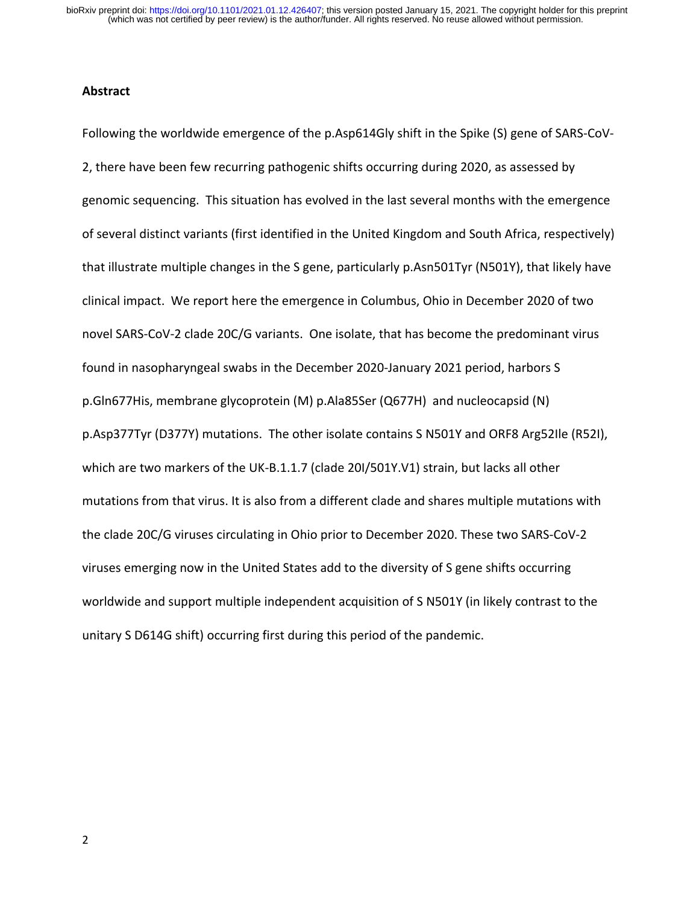## Abstract

Following the worldwide emergence of the p.Asp614Gly shift in the Spike (S) gene of SARS-CoV-2, there have been few recurring pathogenic shifts occurring during 2020, as assessed by genomic sequencing. This situation has evolved in the last several months with the emergence of several distinct variants (first identified in the United Kingdom and South Africa, respectively) that illustrate multiple changes in the S gene, particularly p.Asn501Tyr (N501Y), that likely have clinical impact. We report here the emergence in Columbus, Ohio in December 2020 of two novel SARS-CoV-2 clade 20C/G variants. One isolate, that has become the predominant virus found in nasopharyngeal swabs in the December 2020-January 2021 period, harbors S p.Gln677His, membrane glycoprotein (M) p.Ala85Ser (Q677H) and nucleocapsid (N) p.Asp377Tyr (D377Y) mutations. The other isolate contains S N501Y and ORF8 Arg52Ile (R52I), which are two markers of the UK-B.1.1.7 (clade 20I/501Y.V1) strain, but lacks all other mutations from that virus. It is also from a different clade and shares multiple mutations with the clade 20C/G viruses circulating in Ohio prior to December 2020. These two SARS-CoV-2 viruses emerging now in the United States add to the diversity of S gene shifts occurring worldwide and support multiple independent acquisition of S N501Y (in likely contrast to the unitary S D614G shift) occurring first during this period of the pandemic.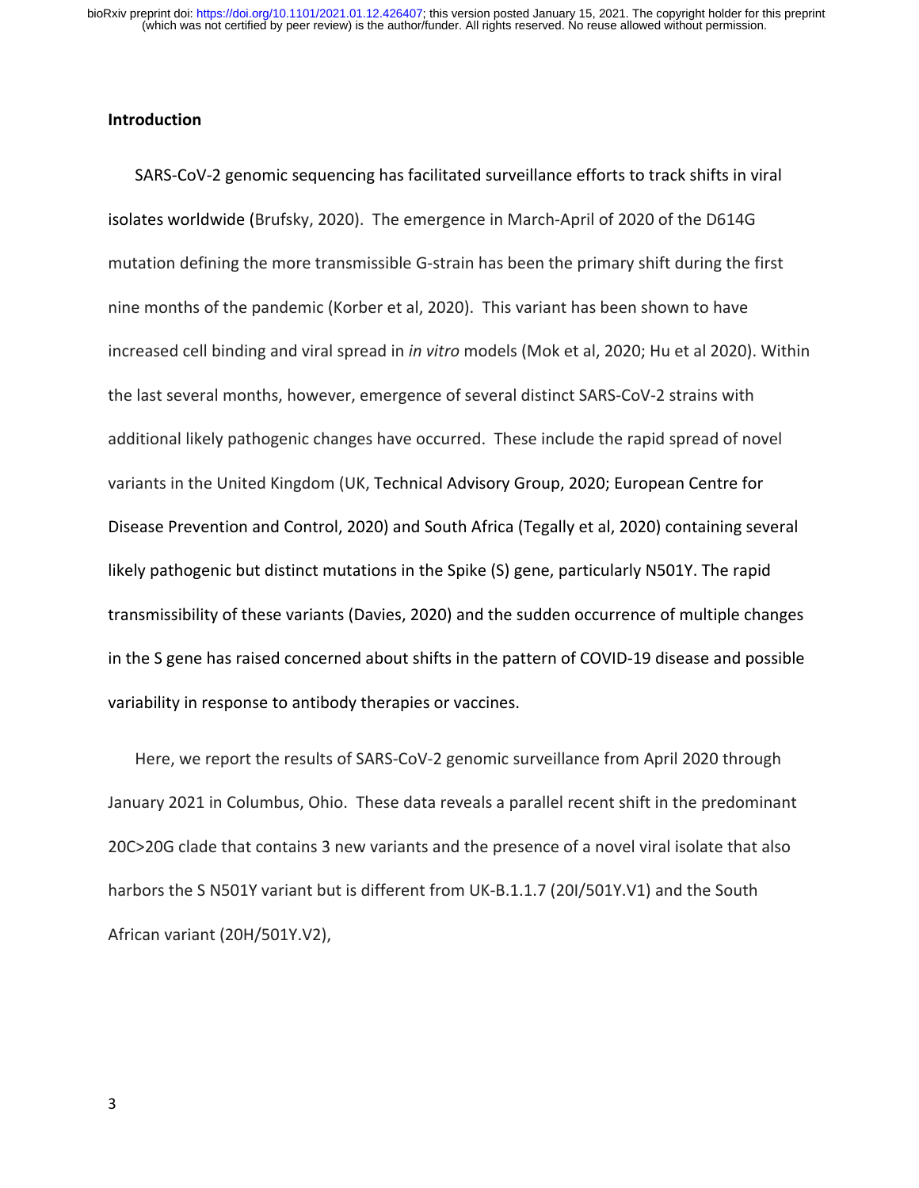## Introduction

SARS-CoV-2 genomic sequencing has facilitated surveillance efforts to track shifts in viral isolates worldwide (Brufsky, 2020). The emergence in March-April of 2020 of the D614G mutation defining the more transmissible G-strain has been the primary shift during the first nine months of the pandemic (Korber et al, 2020). This variant has been shown to have increased cell binding and viral spread in *in vitro* models (Mok et al, 2020; Hu et al 2020). Within the last several months, however, emergence of several distinct SARS-CoV-2 strains with additional likely pathogenic changes have occurred. These include the rapid spread of novel variants in the United Kingdom (UK, Technical Advisory Group, 2020; European Centre for Disease Prevention and Control, 2020) and South Africa (Tegally et al, 2020) containing several likely pathogenic but distinct mutations in the Spike (S) gene, particularly N501Y. The rapid transmissibility of these variants (Davies, 2020) and the sudden occurrence of multiple changes in the S gene has raised concerned about shifts in the pattern of COVID-19 disease and possible variability in response to antibody therapies or vaccines.

Here, we report the results of SARS-CoV-2 genomic surveillance from April 2020 through January 2021 in Columbus, Ohio. These data reveals a parallel recent shift in the predominant 20C>20G clade that contains 3 new variants and the presence of a novel viral isolate that also harbors the S N501Y variant but is different from UK-B.1.1.7 (20I/501Y.V1) and the South African variant (20H/501Y.V2),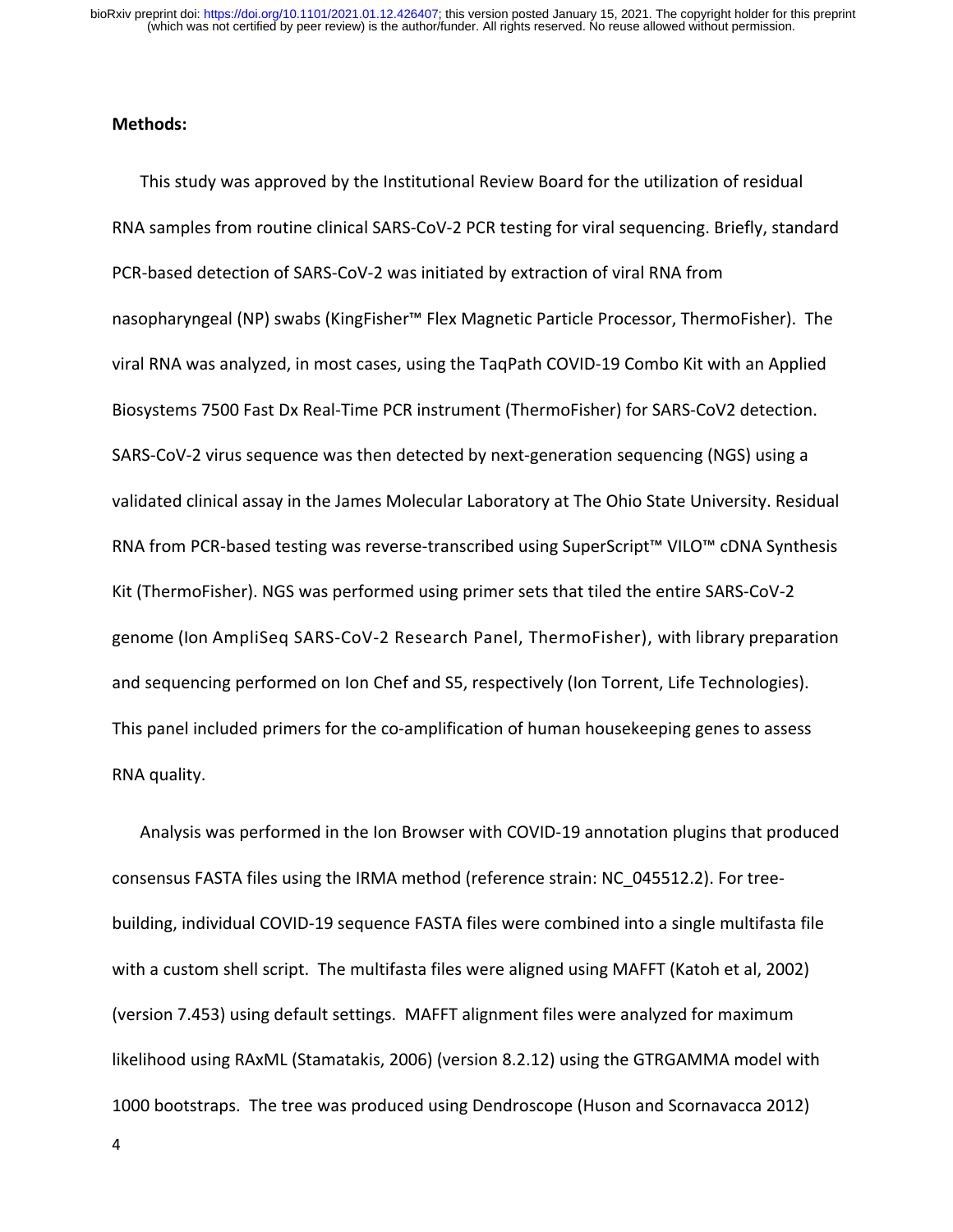**Methods:**

This study was approved by the Institutional Review Board for the utilization of residual RNA samples from routine clinical SARS-CoV-2 PCR testing for viral sequencing. Briefly, standard PCR-based detection of SARS-CoV-2 was initiated by extraction of viral RNA from nasopharyngeal (NP) swabs (KingFisher™ Flex Magnetic Particle Processor, ThermoFisher). The viral RNA was analyzed, in most cases, using the TaqPath COVID-19 Combo Kit with an Applied Biosystems 7500 Fast Dx Real-Time PCR instrument (ThermoFisher) for SARS-CoV2 detection. SARS-CoV-2 virus sequence was then detected by next-generation sequencing (NGS) using a validated clinical assay in the James Molecular Laboratory at The Ohio State University. Residual RNA from PCR-based testing was reverse-transcribed using SuperScript™ VILO™ cDNA Synthesis Kit (ThermoFisher). NGS was performed using primer sets that tiled the entire SARS-CoV-2 genome (Ion AmpliSeq SARS-CoV-2 Research Panel, ThermoFisher), with library preparation and sequencing performed on Ion Chef and S5, respectively (Ion Torrent, Life Technologies). This panel included primers for the co-amplification of human housekeeping genes to assess RNA quality.

Analysis was performed in the Ion Browser with COVID-19 annotation plugins that produced consensus FASTA files using the IRMA method (reference strain: NC_045512.2). For tree-building, individual COVID-19 sequence FASTA files were combined into a single multifasta file with a custom shell script. The multifasta files were aligned using MAFFT (Katoh et al, 2002) (version 7.453) using default settings. MAFFT alignment files were analyzed for maximum likelihood using RAxML (Stamatakis, 2006) (version 8.2.12) using the GTRGAMMA model with 1000 bootstraps. The tree was produced using Dendroscope (Huson and Scornavacca 2012)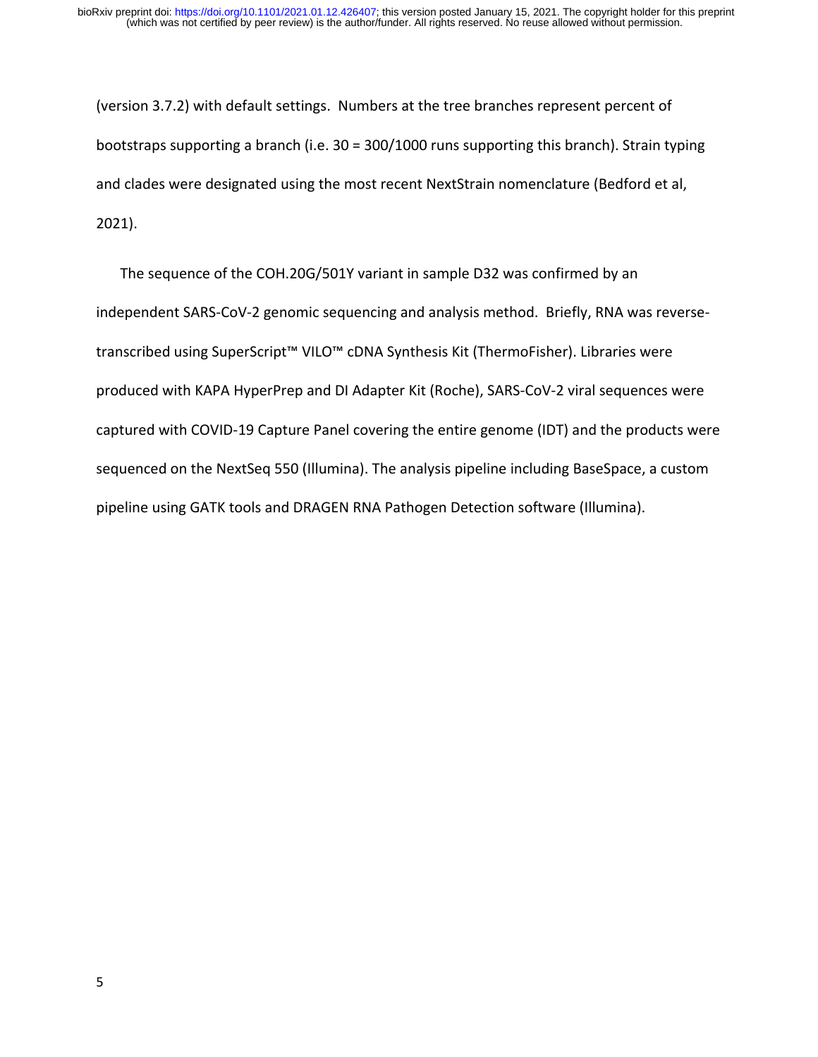(version 3.7.2) with default settings. Numbers at the tree branches represent percent of bootstraps supporting a branch (i.e. 30 = 300/1000 runs supporting this branch). Strain typing and clades were designated using the most recent NextStrain nomenclature (Bedford et al, 2021).

The sequence of the COH.20G/501Y variant in sample D32 was confirmed by an independent SARS-CoV-2 genomic sequencing and analysis method. Briefly, RNA was reverse-transcribed using SuperScript™ VILO™ cDNA Synthesis Kit (ThermoFisher). Libraries were produced with KAPA HyperPrep and DI Adapter Kit (Roche), SARS-CoV-2 viral sequences were captured with COVID-19 Capture Panel covering the entire genome (IDT) and the products were sequenced on the NextSeq 550 (Illumina). The analysis pipeline including BaseSpace, a custom pipeline using GATK tools and DRAGEN RNA Pathogen Detection software (Illumina).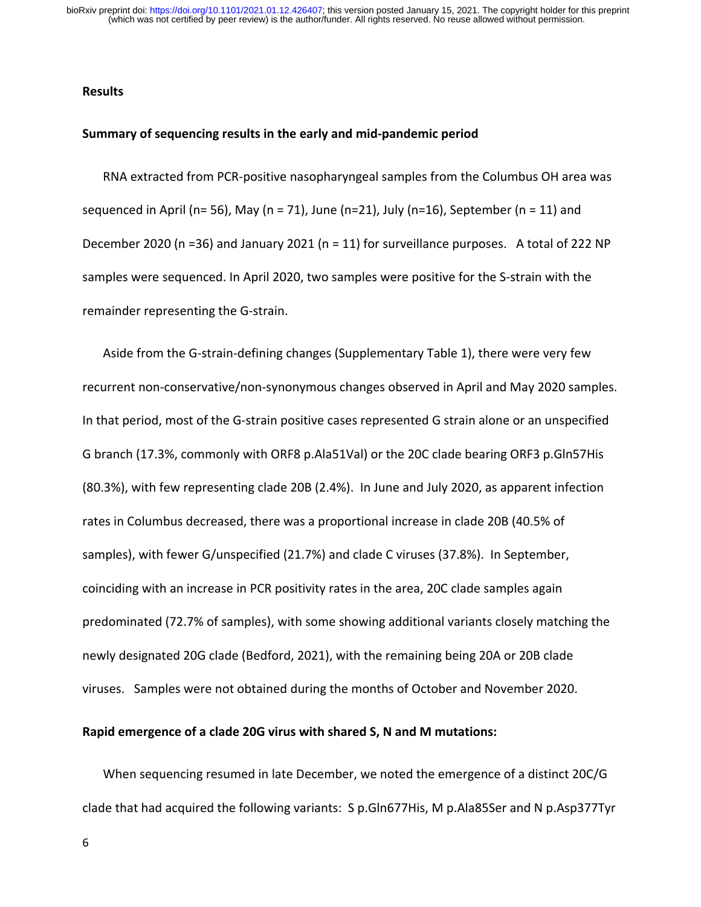## Results

### Summary of sequencing results in the early and mid-pandemic period

RNA extracted from PCR-positive nasopharyngeal samples from the Columbus OH area was sequenced in April (n= 56), May (n = 71), June (n=21), July (n=16), September (n = 11) and December 2020 (n =36) and January 2021 (n = 11) for surveillance purposes. A total of 222 NP samples were sequenced. In April 2020, two samples were positive for the S-strain with the remainder representing the G-strain.

Aside from the G-strain-defining changes (Supplementary Table 1), there were very few recurrent non-conservative/non-synonymous changes observed in April and May 2020 samples. In that period, most of the G-strain positive cases represented G strain alone or an unspecified G branch (17.3%, commonly with ORF8 p.Ala51Val) or the 20C clade bearing ORF3 p.Gln57His (80.3%), with few representing clade 20B (2.4%). In June and July 2020, as apparent infection rates in Columbus decreased, there was a proportional increase in clade 20B (40.5% of samples), with fewer G/unspecified (21.7%) and clade C viruses (37.8%). In September, coinciding with an increase in PCR positivity rates in the area, 20C clade samples again predominated (72.7% of samples), with some showing additional variants closely matching the newly designated 20G clade (Bedford, 2021), with the remaining being 20A or 20B clade viruses. Samples were not obtained during the months of October and November 2020.

### Rapid emergence of a clade 20G virus with shared S, N and M mutations:

When sequencing resumed in late December, we noted the emergence of a distinct 20C/G clade that had acquired the following variants: S p.Gln677His, M p.Ala85Ser and N p.Asp377Tyr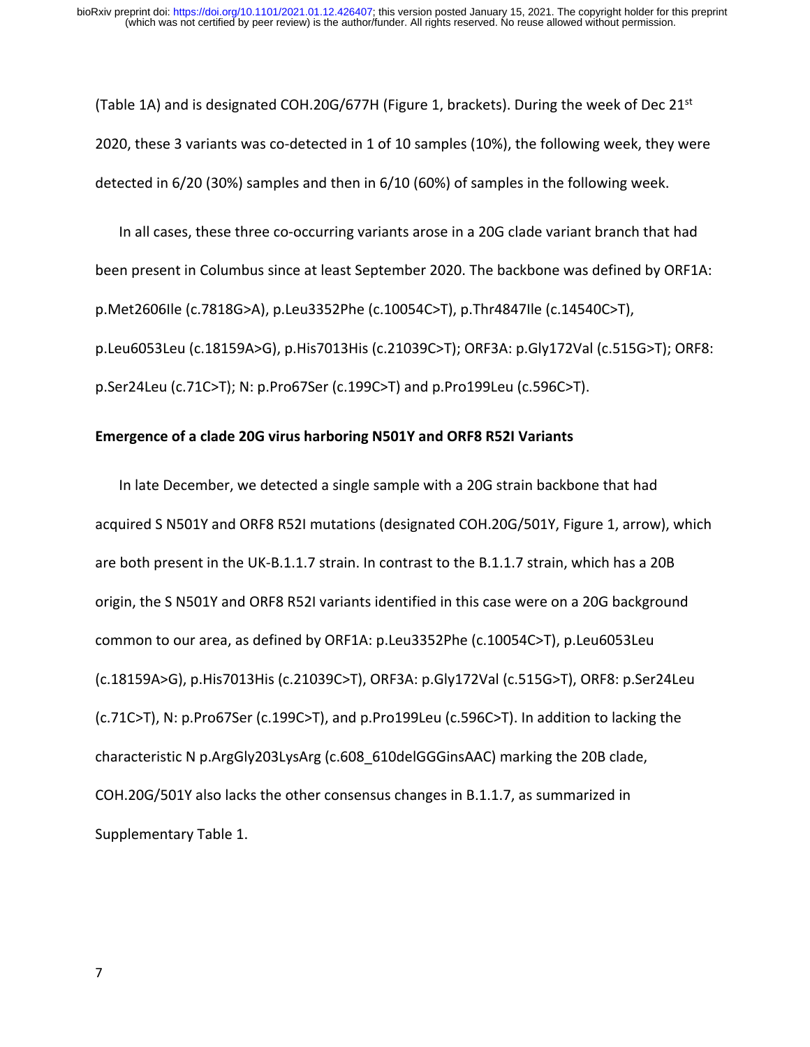(Table 1A) and is designated COH.20G/677H (Figure 1, brackets). During the week of Dec 21st 2020, these 3 variants was co-detected in 1 of 10 samples (10%), the following week, they were detected in 6/20 (30%) samples and then in 6/10 (60%) of samples in the following week.

In all cases, these three co-occurring variants arose in a 20G clade variant branch that had been present in Columbus since at least September 2020. The backbone was defined by ORF1A: p.Met2606Ile (c.7818G>A), p.Leu3352Phe (c.10054C>T), p.Thr4847Ile (c.14540C>T), p.Leu6053Leu (c.18159A>G), p.His7013His (c.21039C>T); ORF3A: p.Gly172Val (c.515G>T); ORF8: p.Ser24Leu (c.71C>T); N: p.Pro67Ser (c.199C>T) and p.Pro199Leu (c.596C>T).

**Emergence of a clade 20G virus harboring N501Y and ORF8 R52I Variants**

In late December, we detected a single sample with a 20G strain backbone that had acquired S N501Y and ORF8 R52I mutations (designated COH.20G/501Y, Figure 1, arrow), which are both present in the UK-B.1.1.7 strain. In contrast to the B.1.1.7 strain, which has a 20B origin, the S N501Y and ORF8 R52I variants identified in this case were on a 20G background common to our area, as defined by ORF1A: p.Leu3352Phe (c.10054C>T), p.Leu6053Leu (c.18159A>G), p.His7013His (c.21039C>T), ORF3A: p.Gly172Val (c.515G>T), ORF8: p.Ser24Leu (c.71C>T), N: p.Pro67Ser (c.199C>T), and p.Pro199Leu (c.596C>T). In addition to lacking the characteristic N p.ArgGly203LysArg (c.608_610delGGGinsAAC) marking the 20B clade, COH.20G/501Y also lacks the other consensus changes in B.1.1.7, as summarized in Supplementary Table 1.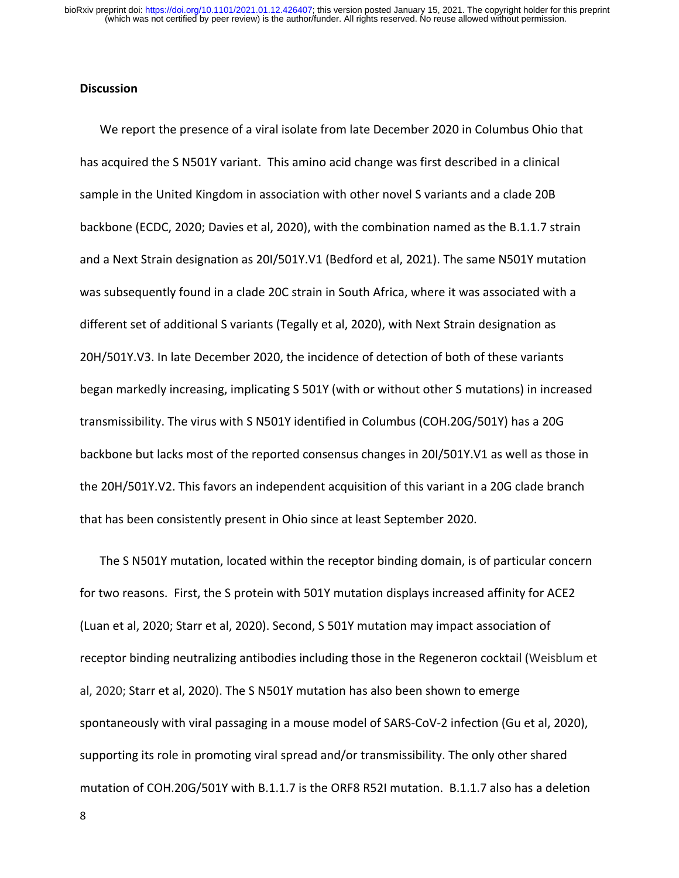## Discussion

We report the presence of a viral isolate from late December 2020 in Columbus Ohio that has acquired the S N501Y variant. This amino acid change was first described in a clinical sample in the United Kingdom in association with other novel S variants and a clade 20B backbone (ECDC, 2020; Davies et al, 2020), with the combination named as the B.1.1.7 strain and a Next Strain designation as 20I/501Y.V1 (Bedford et al, 2021). The same N501Y mutation was subsequently found in a clade 20C strain in South Africa, where it was associated with a different set of additional S variants (Tegally et al, 2020), with Next Strain designation as 20H/501Y.V3. In late December 2020, the incidence of detection of both of these variants began markedly increasing, implicating S 501Y (with or without other S mutations) in increased transmissibility. The virus with S N501Y identified in Columbus (COH.20G/501Y) has a 20G backbone but lacks most of the reported consensus changes in 20I/501Y.V1 as well as those in the 20H/501Y.V2. This favors an independent acquisition of this variant in a 20G clade branch that has been consistently present in Ohio since at least September 2020.

The S N501Y mutation, located within the receptor binding domain, is of particular concern for two reasons. First, the S protein with 501Y mutation displays increased affinity for ACE2 (Luan et al, 2020; Starr et al, 2020). Second, S 501Y mutation may impact association of receptor binding neutralizing antibodies including those in the Regeneron cocktail (Weisblum et al, 2020; Starr et al, 2020). The S N501Y mutation has also been shown to emerge spontaneously with viral passaging in a mouse model of SARS-CoV-2 infection (Gu et al, 2020), supporting its role in promoting viral spread and/or transmissibility. The only other shared mutation of COH.20G/501Y with B.1.1.7 is the ORF8 R52I mutation. B.1.1.7 also has a deletion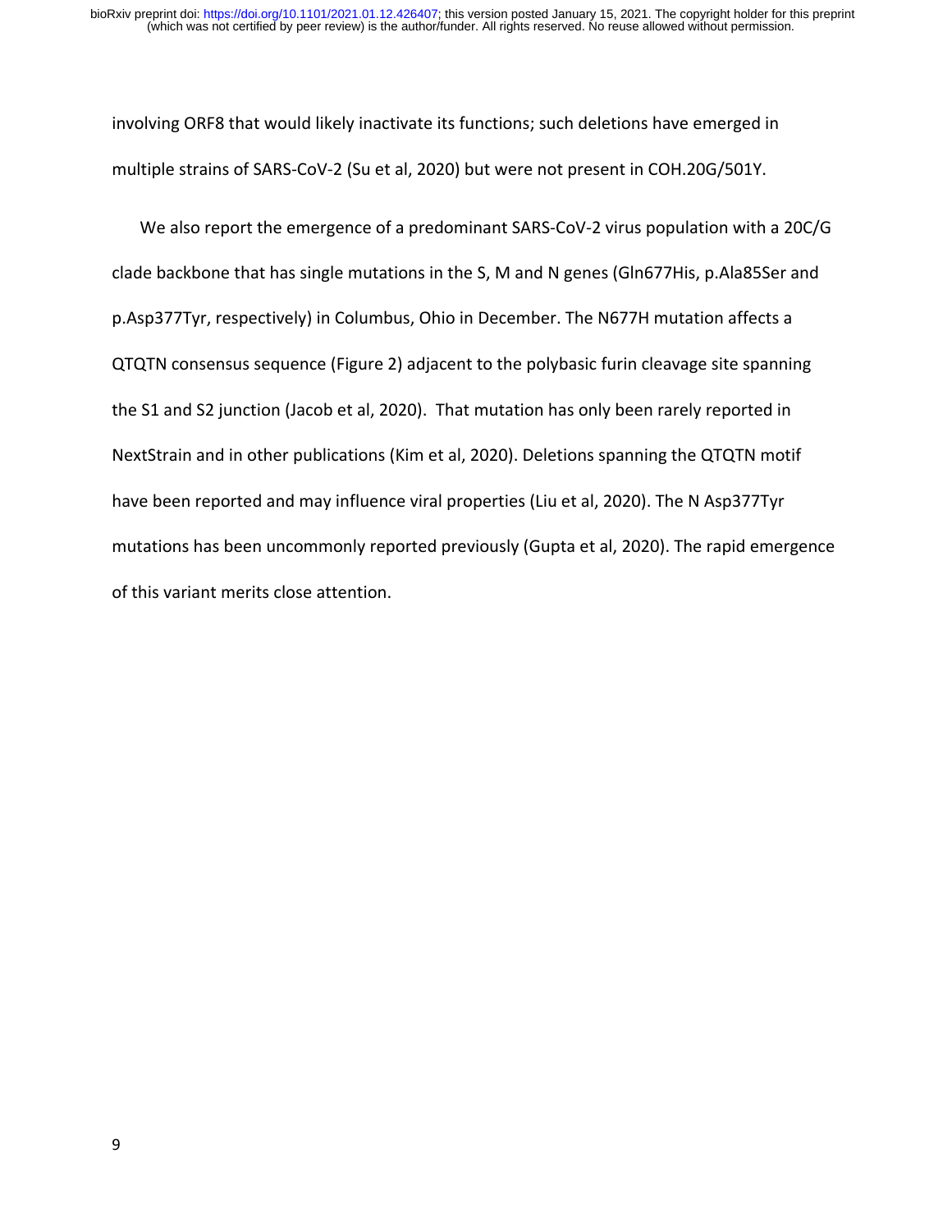involving ORF8 that would likely inactivate its functions; such deletions have emerged in multiple strains of SARS-CoV-2 (Su et al, 2020) but were not present in COH.20G/501Y.

We also report the emergence of a predominant SARS-CoV-2 virus population with a 20C/G clade backbone that has single mutations in the S, M and N genes (Gln677His, p.Ala85Ser and p.Asp377Tyr, respectively) in Columbus, Ohio in December. The N677H mutation affects a QTQTN consensus sequence (Figure 2) adjacent to the polybasic furin cleavage site spanning the S1 and S2 junction (Jacob et al, 2020). That mutation has only been rarely reported in NextStrain and in other publications (Kim et al, 2020). Deletions spanning the QTQTN motif have been reported and may influence viral properties (Liu et al, 2020). The N Asp377Tyr mutations has been uncommonly reported previously (Gupta et al, 2020). The rapid emergence of this variant merits close attention.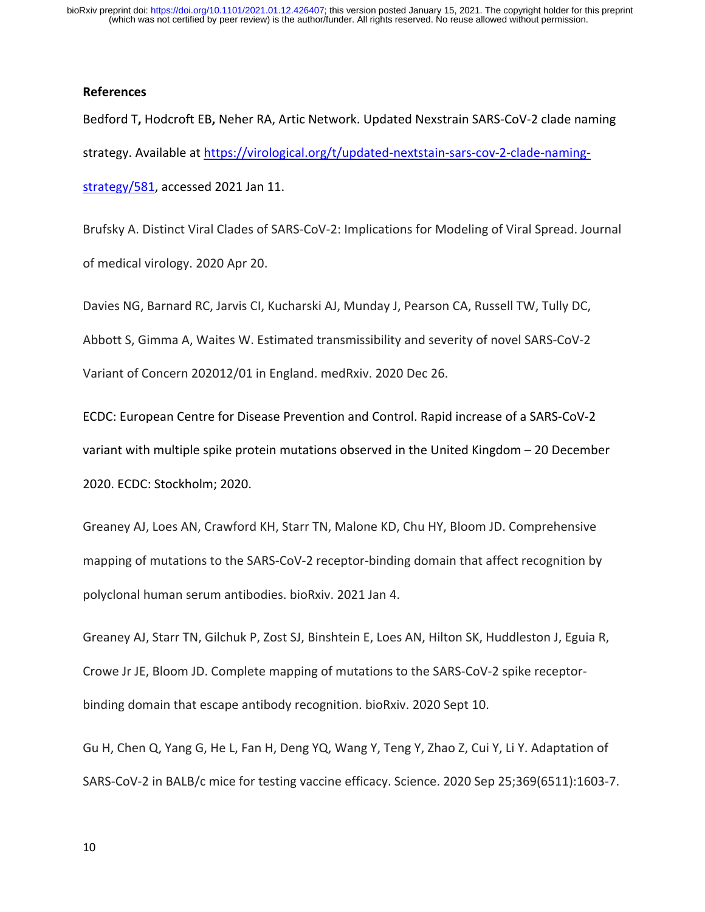**References**

Bedford T**,** Hodcroft EB**,** Neher RA, Artic Network. Updated Nexstrain SARS-CoV-2 clade naming strategy. Available at https://virological.org/t/updated-nextstain-sars-cov-2-clade-naming-strategy/581, accessed 2021 Jan 11.

Brufsky A. Distinct Viral Clades of SARS-CoV-2: Implications for Modeling of Viral Spread. Journal of medical virology. 2020 Apr 20.

Davies NG, Barnard RC, Jarvis CI, Kucharski AJ, Munday J, Pearson CA, Russell TW, Tully DC, Abbott S, Gimma A, Waites W. Estimated transmissibility and severity of novel SARS-CoV-2 Variant of Concern 202012/01 in England. medRxiv. 2020 Dec 26.

ECDC: European Centre for Disease Prevention and Control. Rapid increase of a SARS-CoV-2 variant with multiple spike protein mutations observed in the United Kingdom – 20 December 2020. ECDC: Stockholm; 2020.

Greaney AJ, Loes AN, Crawford KH, Starr TN, Malone KD, Chu HY, Bloom JD. Comprehensive mapping of mutations to the SARS-CoV-2 receptor-binding domain that affect recognition by polyclonal human serum antibodies. bioRxiv. 2021 Jan 4.

Greaney AJ, Starr TN, Gilchuk P, Zost SJ, Binshtein E, Loes AN, Hilton SK, Huddleston J, Eguia R, Crowe Jr JE, Bloom JD. Complete mapping of mutations to the SARS-CoV-2 spike receptor-binding domain that escape antibody recognition. bioRxiv. 2020 Sept 10.

Gu H, Chen Q, Yang G, He L, Fan H, Deng YQ, Wang Y, Teng Y, Zhao Z, Cui Y, Li Y. Adaptation of SARS-CoV-2 in BALB/c mice for testing vaccine efficacy. Science. 2020 Sep 25;369(6511):1603-7.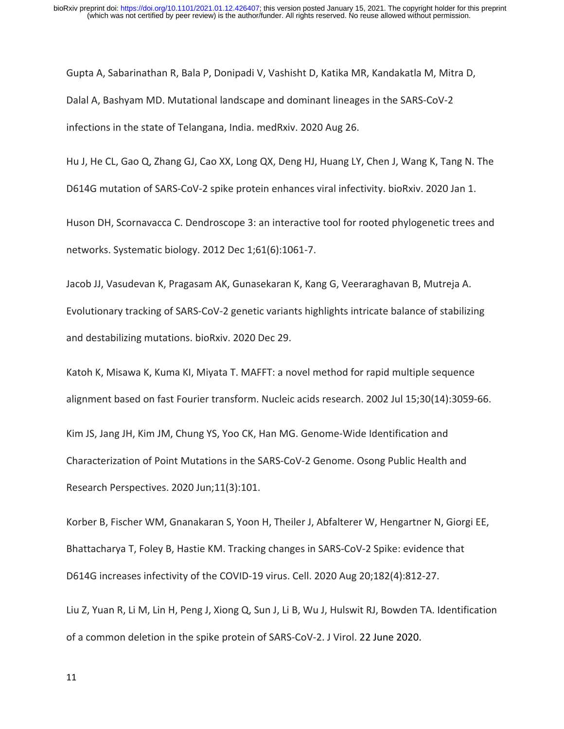Gupta A, Sabarinathan R, Bala P, Donipadi V, Vashisht D, Katika MR, Kandakatla M, Mitra D, Dalal A, Bashyam MD. Mutational landscape and dominant lineages in the SARS-CoV-2 infections in the state of Telangana, India. medRxiv. 2020 Aug 26.

Hu J, He CL, Gao Q, Zhang GJ, Cao XX, Long QX, Deng HJ, Huang LY, Chen J, Wang K, Tang N. The D614G mutation of SARS-CoV-2 spike protein enhances viral infectivity. bioRxiv. 2020 Jan 1.

Huson DH, Scornavacca C. Dendroscope 3: an interactive tool for rooted phylogenetic trees and networks. Systematic biology. 2012 Dec 1;61(6):1061-7.

Jacob JJ, Vasudevan K, Pragasam AK, Gunasekaran K, Kang G, Veeraraghavan B, Mutreja A. Evolutionary tracking of SARS-CoV-2 genetic variants highlights intricate balance of stabilizing and destabilizing mutations. bioRxiv. 2020 Dec 29.

Katoh K, Misawa K, Kuma KI, Miyata T. MAFFT: a novel method for rapid multiple sequence alignment based on fast Fourier transform. Nucleic acids research. 2002 Jul 15;30(14):3059-66.

Kim JS, Jang JH, Kim JM, Chung YS, Yoo CK, Han MG. Genome-Wide Identification and Characterization of Point Mutations in the SARS-CoV-2 Genome. Osong Public Health and Research Perspectives. 2020 Jun;11(3):101.

Korber B, Fischer WM, Gnanakaran S, Yoon H, Theiler J, Abfalterer W, Hengartner N, Giorgi EE, Bhattacharya T, Foley B, Hastie KM. Tracking changes in SARS-CoV-2 Spike: evidence that D614G increases infectivity of the COVID-19 virus. Cell. 2020 Aug 20;182(4):812-27.

Liu Z, Yuan R, Li M, Lin H, Peng J, Xiong Q, Sun J, Li B, Wu J, Hulswit RJ, Bowden TA. Identification of a common deletion in the spike protein of SARS-CoV-2. J Virol. 22 June 2020.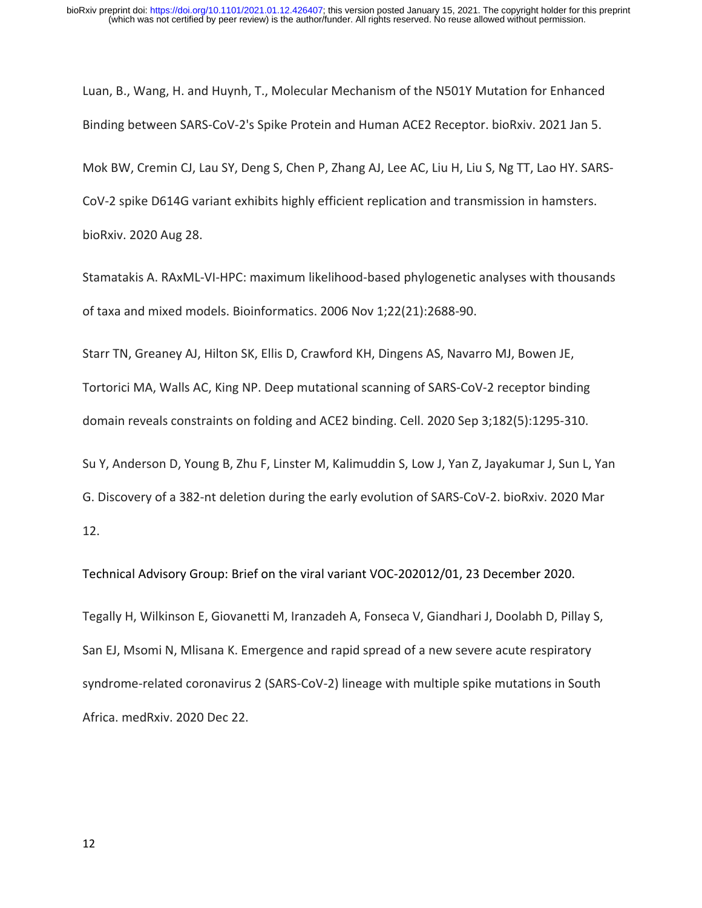Luan, B., Wang, H. and Huynh, T., Molecular Mechanism of the N501Y Mutation for Enhanced Binding between SARS-CoV-2's Spike Protein and Human ACE2 Receptor. bioRxiv. 2021 Jan 5.

Mok BW, Cremin CJ, Lau SY, Deng S, Chen P, Zhang AJ, Lee AC, Liu H, Liu S, Ng TT, Lao HY. SARS-CoV-2 spike D614G variant exhibits highly efficient replication and transmission in hamsters. bioRxiv. 2020 Aug 28.

Stamatakis A. RAxML-VI-HPC: maximum likelihood-based phylogenetic analyses with thousands of taxa and mixed models. Bioinformatics. 2006 Nov 1;22(21):2688-90.

Starr TN, Greaney AJ, Hilton SK, Ellis D, Crawford KH, Dingens AS, Navarro MJ, Bowen JE, Tortorici MA, Walls AC, King NP. Deep mutational scanning of SARS-CoV-2 receptor binding domain reveals constraints on folding and ACE2 binding. Cell. 2020 Sep 3;182(5):1295-310.

Su Y, Anderson D, Young B, Zhu F, Linster M, Kalimuddin S, Low J, Yan Z, Jayakumar J, Sun L, Yan G. Discovery of a 382-nt deletion during the early evolution of SARS-CoV-2. bioRxiv. 2020 Mar 12.

Technical Advisory Group: Brief on the viral variant VOC-202012/01, 23 December 2020.

Tegally H, Wilkinson E, Giovanetti M, Iranzadeh A, Fonseca V, Giandhari J, Doolabh D, Pillay S, San EJ, Msomi N, Mlisana K. Emergence and rapid spread of a new severe acute respiratory syndrome-related coronavirus 2 (SARS-CoV-2) lineage with multiple spike mutations in South Africa. medRxiv. 2020 Dec 22.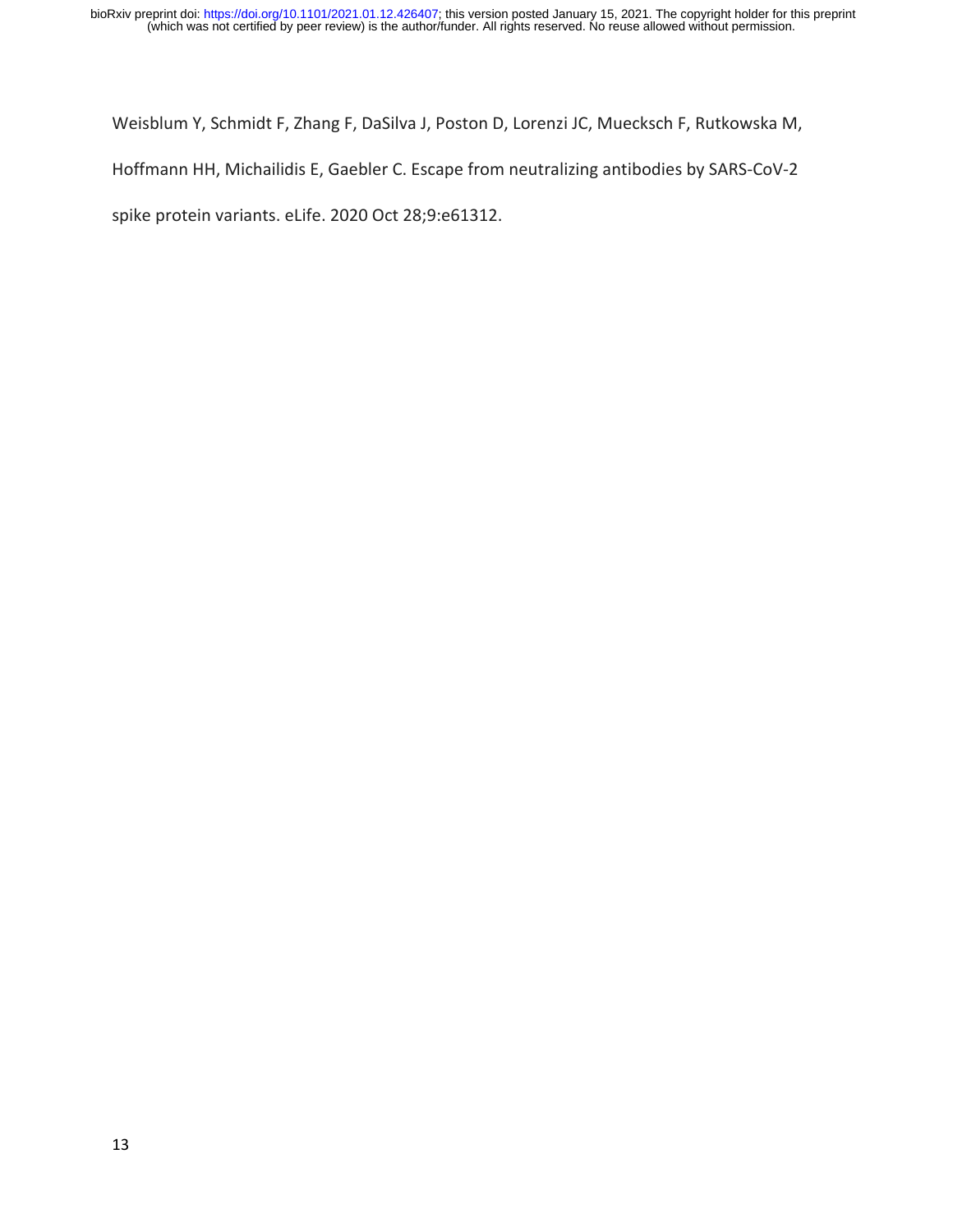Weisblum Y, Schmidt F, Zhang F, DaSilva J, Poston D, Lorenzi JC, Muecksch F, Rutkowska M, Hoffmann HH, Michailidis E, Gaebler C. Escape from neutralizing antibodies by SARS-CoV-2 spike protein variants. eLife. 2020 Oct 28;9:e61312.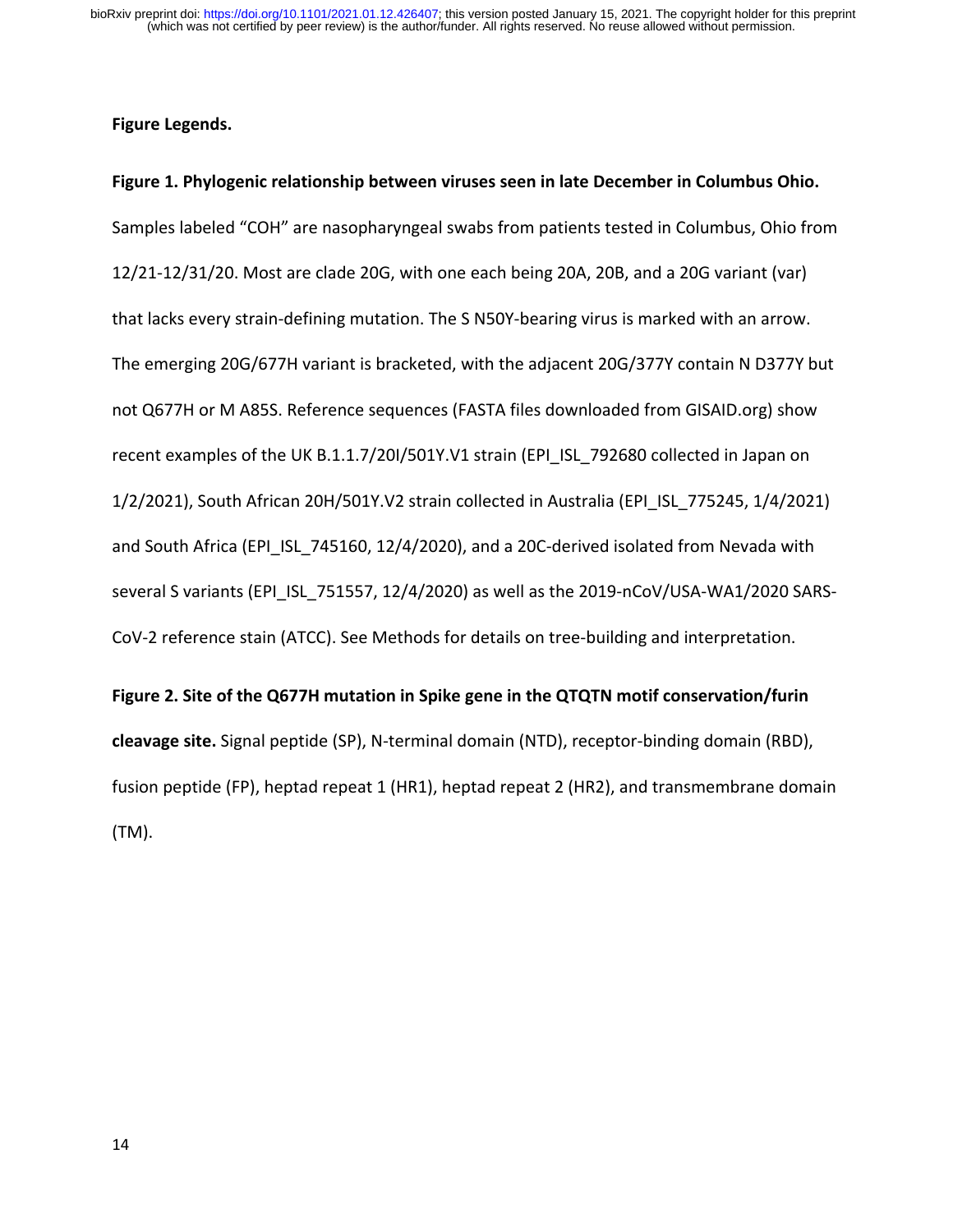**Figure Legends.**

**Figure 1. Phylogenic relationship between viruses seen in late December in Columbus Ohio.** Samples labeled "COH" are nasopharyngeal swabs from patients tested in Columbus, Ohio from 12/21-12/31/20. Most are clade 20G, with one each being 20A, 20B, and a 20G variant (var) that lacks every strain-defining mutation. The S N50Y-bearing virus is marked with an arrow. The emerging 20G/677H variant is bracketed, with the adjacent 20G/377Y contain N D377Y but not Q677H or M A85S. Reference sequences (FASTA files downloaded from GISAID.org) show recent examples of the UK B.1.1.7/20I/501Y.V1 strain (EPI_ISL_792680 collected in Japan on 1/2/2021), South African 20H/501Y.V2 strain collected in Australia (EPI_ISL_775245, 1/4/2021) and South Africa (EPI_ISL_745160, 12/4/2020), and a 20C-derived isolated from Nevada with several S variants (EPI_ISL_751557, 12/4/2020) as well as the 2019-nCoV/USA-WA1/2020 SARS-CoV-2 reference stain (ATCC). See Methods for details on tree-building and interpretation.

**Figure 2. Site of the Q677H mutation in Spike gene in the QTQTN motif conservation/furin cleavage site.** Signal peptide (SP), N-terminal domain (NTD), receptor-binding domain (RBD), fusion peptide (FP), heptad repeat 1 (HR1), heptad repeat 2 (HR2), and transmembrane domain (TM).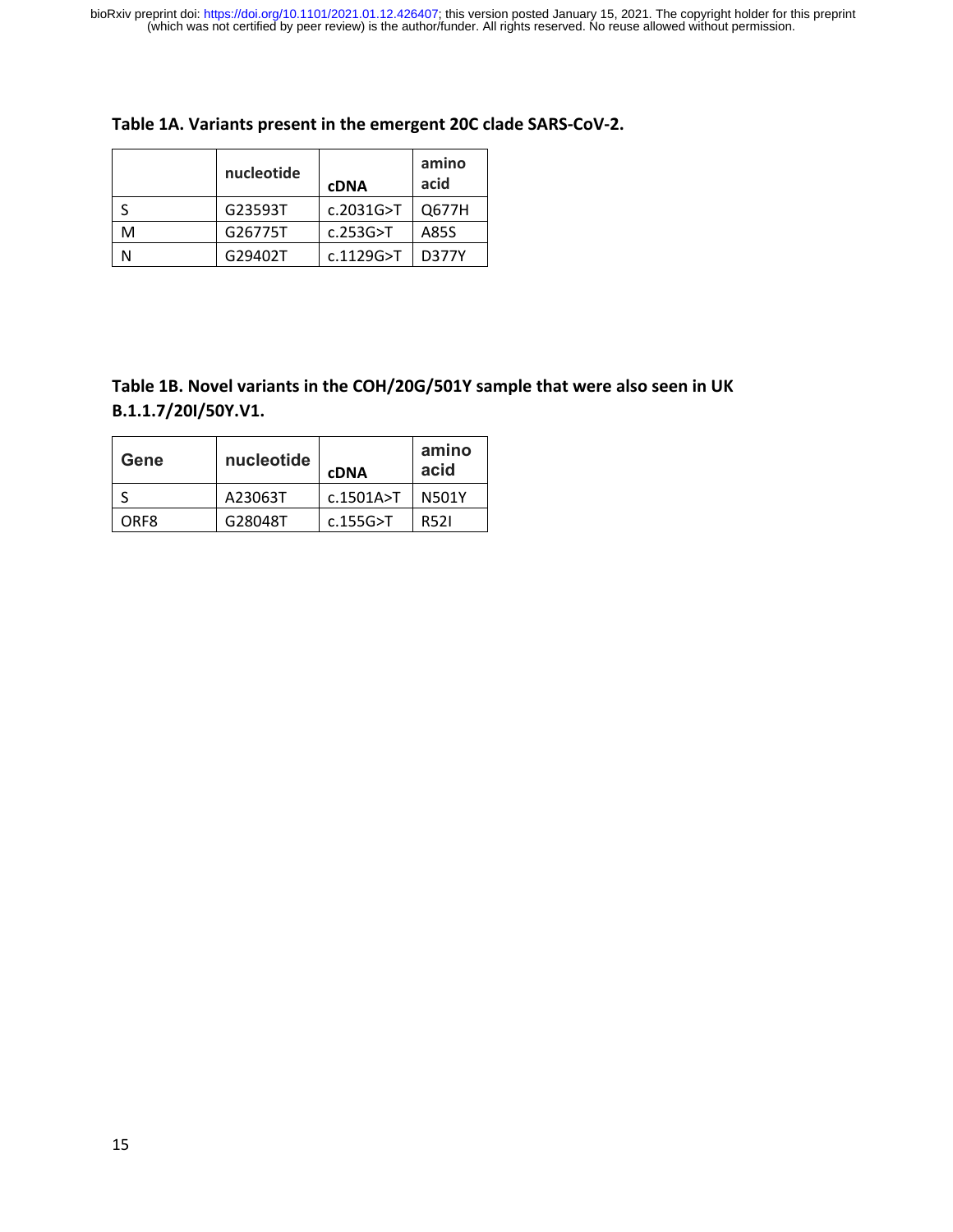**Table 1A. Variants present in the emergent 20C clade SARS-CoV-2.**

| | nucleotide | cDNA | amino acid |
|---|---|---|---|
| S | G23593T | c.2031G>T | Q677H |
| M | G26775T | c.253G>T | A85S |
| N | G29402T | c.1129G>T | D377Y |

**Table 1B. Novel variants in the COH/20G/501Y sample that were also seen in UK B.1.1.7/20I/50Y.V1.**

| Gene | nucleotide | cDNA | amino acid |
|---|---|---|---|
| S | A23063T | c.1501A>T | N501Y |
| ORF8 | G28048T | c.155G>T | R52I |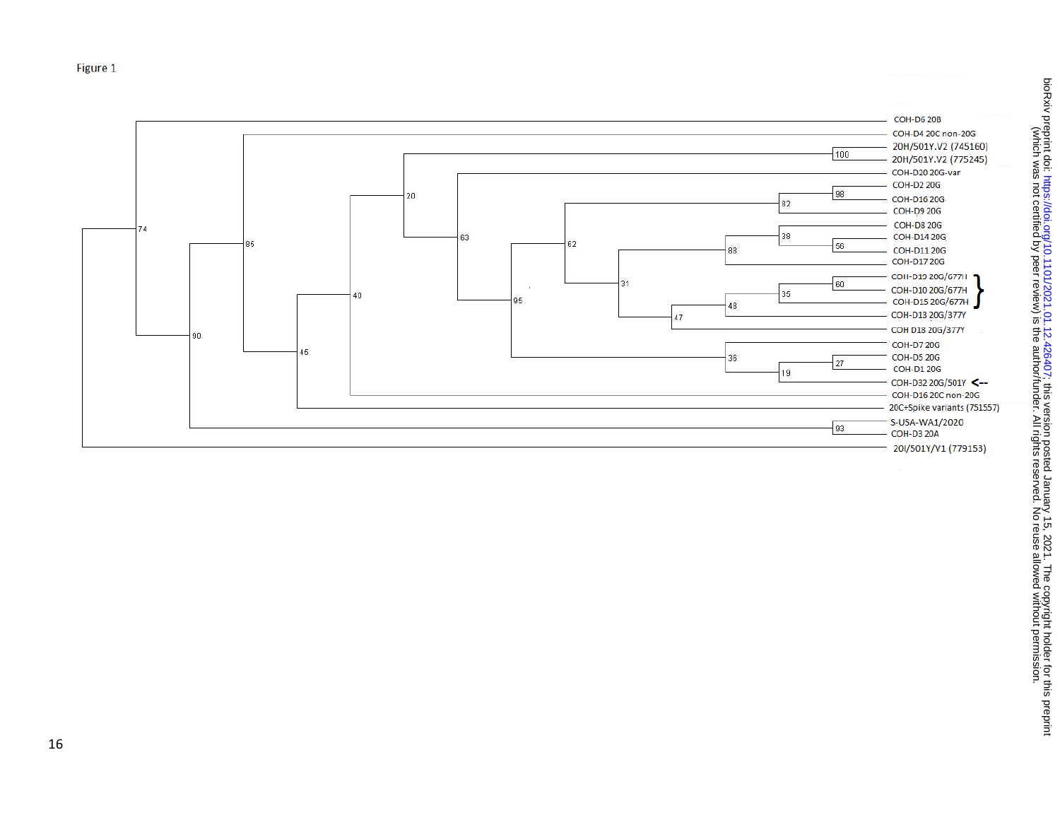Figure 1

COH-D6 20B

COH-D4 20C non-20G

20H/501Y.V2 (745160)

20H/501Y.V2 (775245)

COH-D20 20G-var

COH-D2 20G

COH-D16 20G

COH-D9 20G

COH-D8 20G

COH-D14 20G

COH-D11 20G

COH-D17 20G

COH-D19 20G/677H

COH-D10 20G/677H

COH-D15 20G/677H

COH-D13 20G/377Y

COH D18 20G/377Y

COH-D7 20G

COH-D5 20G

COH-D1 20G

COH-D32 20G/501Y <--

COH-D16 20C non-20G

20C+Spike variants (751557)

S-USA-WA1/2020

COH-D3 20A

20I/501Y.V1 (779153)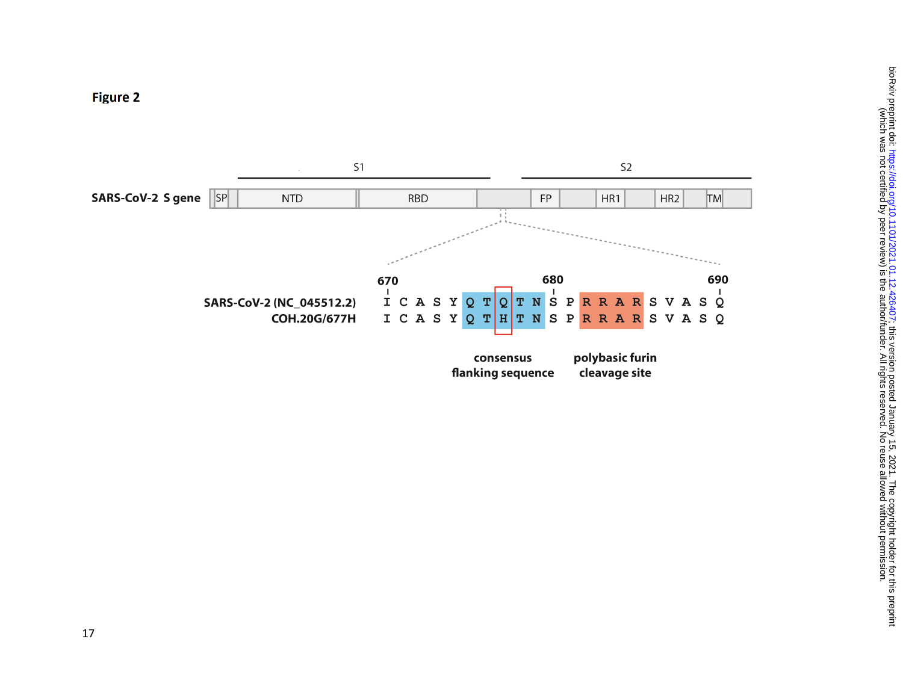## Figure 2

S1

S2

SARS-CoV-2 S gene

SP

NTD

RBD

FP

HR1

HR2

TM

670

680

690

SARS-CoV-2 (NC_045512.2) I C A S Y Q T Q T N S P R R A R S V A S Q

COH.20G/677H I C A S Y Q T H T N S P R R A R S V A S Q

consensus flanking sequence

polybasic furin cleavage site